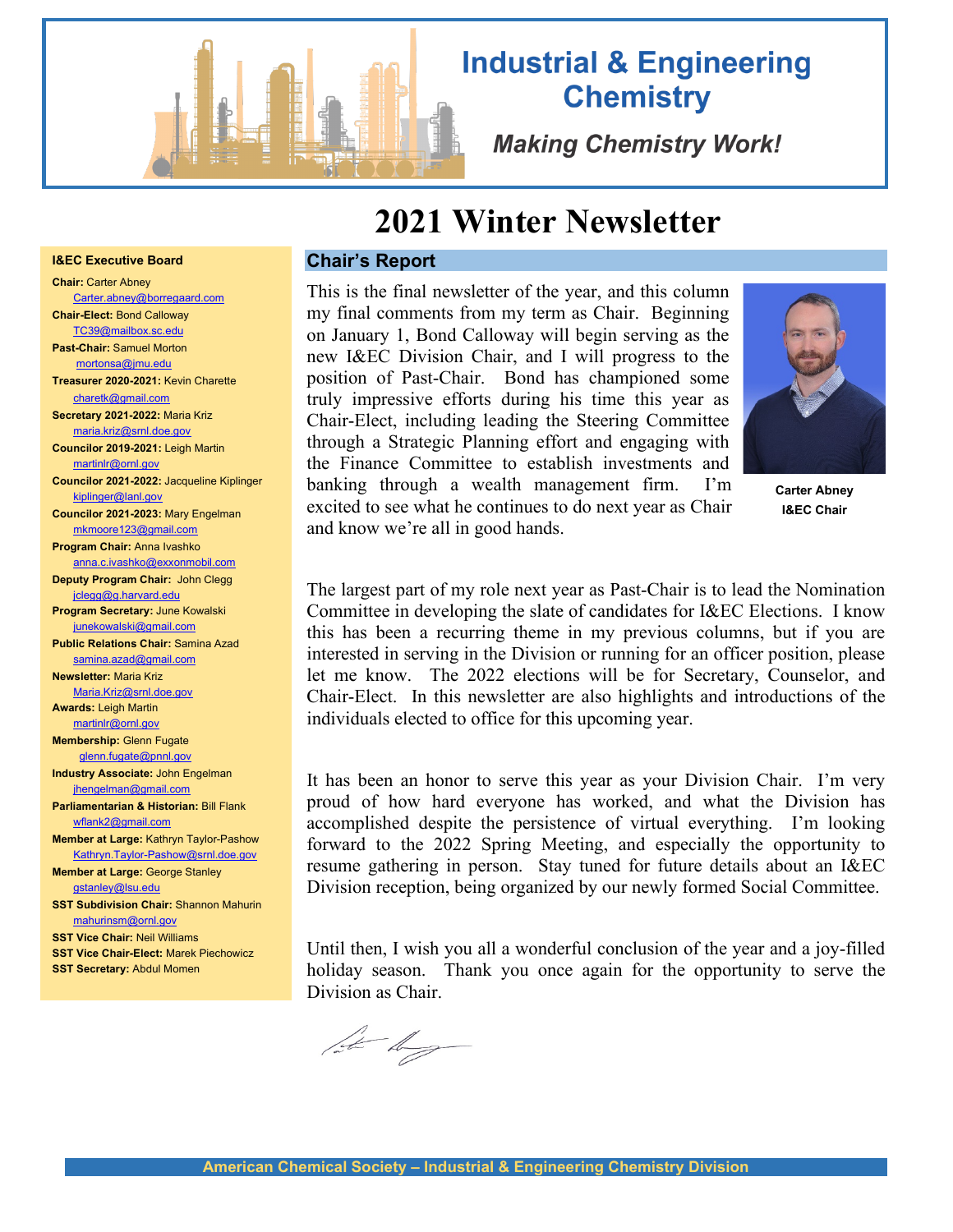# Industrial & Engineering Chemistry

***Making Chemistry Work!***

# 2021 Winter Newsletter

## Chair's Report

This is the final newsletter of the year, and this column my final comments from my term as Chair. Beginning on January 1, Bond Calloway will begin serving as the new I&EC Division Chair, and I will progress to the position of Past-Chair. Bond has championed some truly impressive efforts during his time this year as Chair-Elect, including leading the Steering Committee through a Strategic Planning effort and engaging with the Finance Committee to establish investments and banking through a wealth management firm. I'm excited to see what he continues to do next year as Chair and know we're all in good hands.

**Carter Abney**
**I&EC Chair**

The largest part of my role next year as Past-Chair is to lead the Nomination Committee in developing the slate of candidates for I&EC Elections. I know this has been a recurring theme in my previous columns, but if you are interested in serving in the Division or running for an officer position, please let me know. The 2022 elections will be for Secretary, Counselor, and Chair-Elect. In this newsletter are also highlights and introductions of the individuals elected to office for this upcoming year.

It has been an honor to serve this year as your Division Chair. I'm very proud of how hard everyone has worked, and what the Division has accomplished despite the persistence of virtual everything. I'm looking forward to the 2022 Spring Meeting, and especially the opportunity to resume gathering in person. Stay tuned for future details about an I&EC Division reception, being organized by our newly formed Social Committee.

Until then, I wish you all a wonderful conclusion of the year and a joy-filled holiday season. Thank you once again for the opportunity to serve the Division as Chair.

### I&EC Executive Board

**Chair:** Carter Abney
Carter.abney@borregaard.com

**Chair-Elect:** Bond Calloway
TC39@mailbox.sc.edu

**Past-Chair:** Samuel Morton
mortonsa@jmu.edu

**Treasurer 2020-2021:** Kevin Charette
charetk@gmail.com

**Secretary 2021-2022:** Maria Kriz
maria.kriz@srnl.doe.gov

**Councilor 2019-2021:** Leigh Martin
martinlr@ornl.gov

**Councilor 2021-2022:** Jacqueline Kiplinger
kiplinger@lanl.gov

**Councilor 2021-2023:** Mary Engelman
mkmoore123@gmail.com

**Program Chair:** Anna Ivashko
anna.c.ivashko@exxonmobil.com

**Deputy Program Chair:** John Clegg
jclegg@g.harvard.edu

**Program Secretary:** June Kowalski
junekowalski@gmail.com

**Public Relations Chair:** Samina Azad
samina.azad@gmail.com

**Newsletter:** Maria Kriz
Maria.Kriz@srnl.doe.gov

**Awards:** Leigh Martin
martinlr@ornl.gov

**Membership:** Glenn Fugate
glenn.fugate@pnnl.gov

**Industry Associate:** John Engelman
jhengelman@gmail.com

**Parliamentarian & Historian:** Bill Flank
wflank2@gmail.com

**Member at Large:** Kathryn Taylor-Pashow
Kathryn.Taylor-Pashow@srnl.doe.gov

**Member at Large:** George Stanley
gstanley@lsu.edu

**SST Subdivision Chair:** Shannon Mahurin
mahurinsm@ornl.gov

**SST Vice Chair:** Neil Williams

**SST Vice Chair-Elect:** Marek Piechowicz

**SST Secretary:** Abdul Momen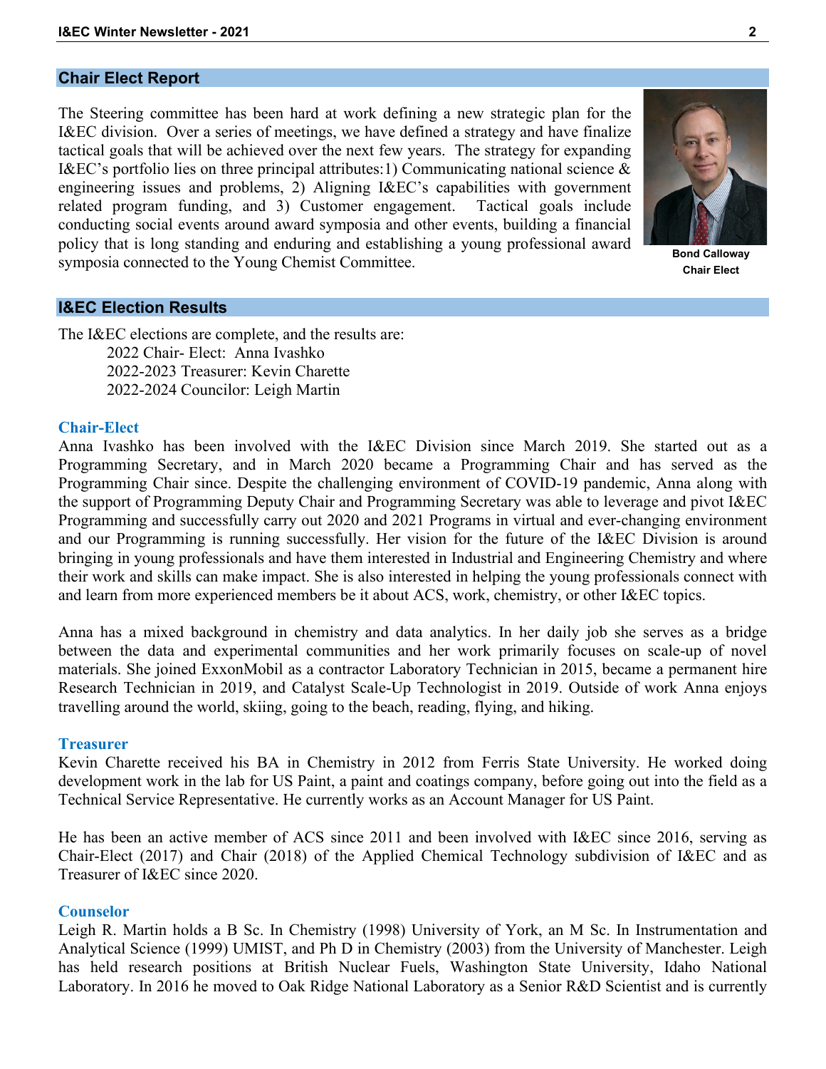## Chair Elect Report

The Steering committee has been hard at work defining a new strategic plan for the I&EC division. Over a series of meetings, we have defined a strategy and have finalize tactical goals that will be achieved over the next few years. The strategy for expanding I&EC's portfolio lies on three principal attributes: 1) Communicating national science & engineering issues and problems, 2) Aligning I&EC's capabilities with government related program funding, and 3) Customer engagement. Tactical goals include conducting social events around award symposia and other events, building a financial policy that is long standing and enduring and establishing a young professional award symposia connected to the Young Chemist Committee.

**Bond Calloway**
**Chair Elect**

## I&EC Election Results

The I&EC elections are complete, and the results are:

2022 Chair- Elect: Anna Ivashko
2022-2023 Treasurer: Kevin Charette
2022-2024 Councilor: Leigh Martin

### Chair-Elect

Anna Ivashko has been involved with the I&EC Division since March 2019. She started out as a Programming Secretary, and in March 2020 became a Programming Chair and has served as the Programming Chair since. Despite the challenging environment of COVID-19 pandemic, Anna along with the support of Programming Deputy Chair and Programming Secretary was able to leverage and pivot I&EC Programming and successfully carry out 2020 and 2021 Programs in virtual and ever-changing environment and our Programming is running successfully. Her vision for the future of the I&EC Division is around bringing in young professionals and have them interested in Industrial and Engineering Chemistry and where their work and skills can make impact. She is also interested in helping the young professionals connect with and learn from more experienced members be it about ACS, work, chemistry, or other I&EC topics.

Anna has a mixed background in chemistry and data analytics. In her daily job she serves as a bridge between the data and experimental communities and her work primarily focuses on scale-up of novel materials. She joined ExxonMobil as a contractor Laboratory Technician in 2015, became a permanent hire Research Technician in 2019, and Catalyst Scale-Up Technologist in 2019. Outside of work Anna enjoys travelling around the world, skiing, going to the beach, reading, flying, and hiking.

### Treasurer

Kevin Charette received his BA in Chemistry in 2012 from Ferris State University. He worked doing development work in the lab for US Paint, a paint and coatings company, before going out into the field as a Technical Service Representative. He currently works as an Account Manager for US Paint.

He has been an active member of ACS since 2011 and been involved with I&EC since 2016, serving as Chair-Elect (2017) and Chair (2018) of the Applied Chemical Technology subdivision of I&EC and as Treasurer of I&EC since 2020.

### Counselor

Leigh R. Martin holds a B Sc. In Chemistry (1998) University of York, an M Sc. In Instrumentation and Analytical Science (1999) UMIST, and Ph D in Chemistry (2003) from the University of Manchester. Leigh has held research positions at British Nuclear Fuels, Washington State University, Idaho National Laboratory. In 2016 he moved to Oak Ridge National Laboratory as a Senior R&D Scientist and is currently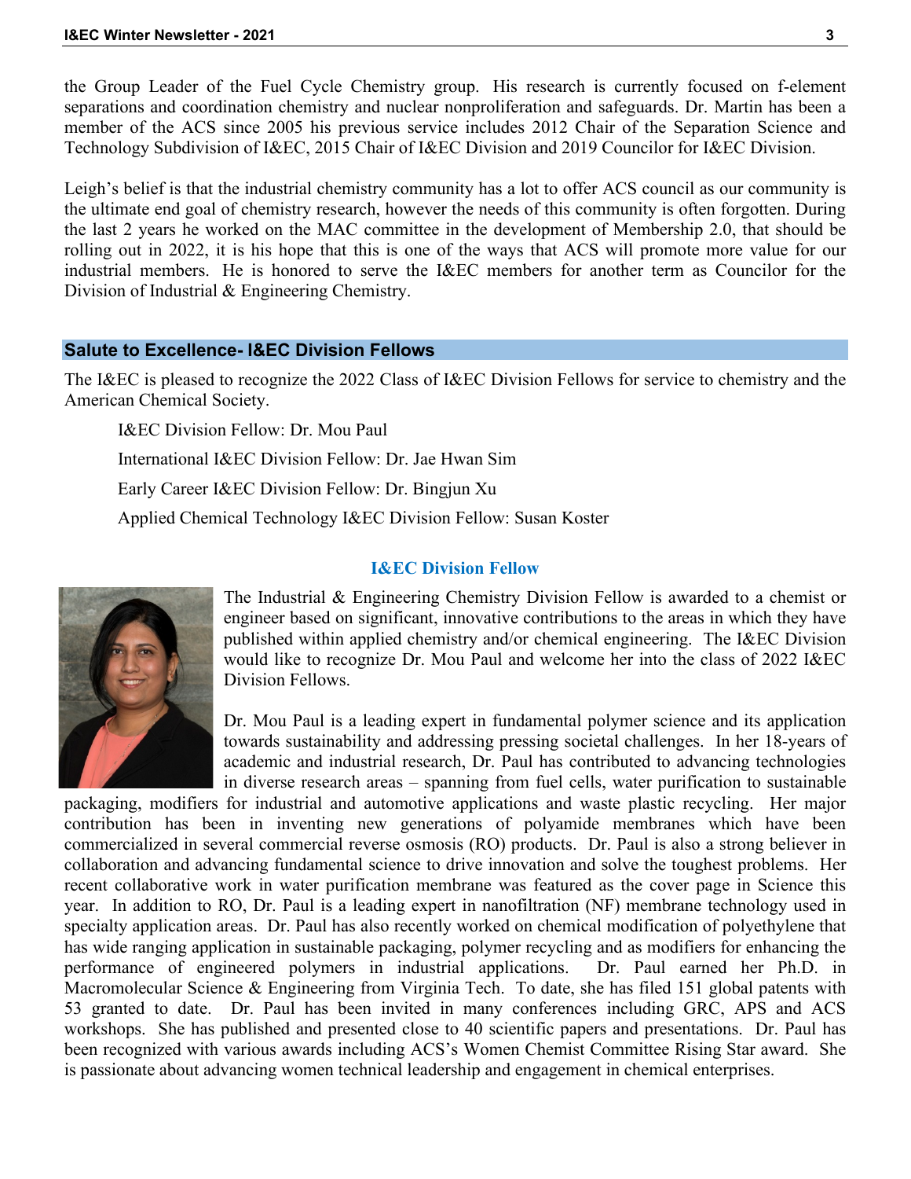the Group Leader of the Fuel Cycle Chemistry group. His research is currently focused on f-element separations and coordination chemistry and nuclear nonproliferation and safeguards. Dr. Martin has been a member of the ACS since 2005 his previous service includes 2012 Chair of the Separation Science and Technology Subdivision of I&EC, 2015 Chair of I&EC Division and 2019 Councilor for I&EC Division.

Leigh's belief is that the industrial chemistry community has a lot to offer ACS council as our community is the ultimate end goal of chemistry research, however the needs of this community is often forgotten. During the last 2 years he worked on the MAC committee in the development of Membership 2.0, that should be rolling out in 2022, it is his hope that this is one of the ways that ACS will promote more value for our industrial members. He is honored to serve the I&EC members for another term as Councilor for the Division of Industrial & Engineering Chemistry.

## Salute to Excellence- I&EC Division Fellows

The I&EC is pleased to recognize the 2022 Class of I&EC Division Fellows for service to chemistry and the American Chemical Society.

I&EC Division Fellow: Dr. Mou Paul

International I&EC Division Fellow: Dr. Jae Hwan Sim

Early Career I&EC Division Fellow: Dr. Bingjun Xu

Applied Chemical Technology I&EC Division Fellow: Susan Koster

### I&EC Division Fellow

The Industrial & Engineering Chemistry Division Fellow is awarded to a chemist or engineer based on significant, innovative contributions to the areas in which they have published within applied chemistry and/or chemical engineering. The I&EC Division would like to recognize Dr. Mou Paul and welcome her into the class of 2022 I&EC Division Fellows.

Dr. Mou Paul is a leading expert in fundamental polymer science and its application towards sustainability and addressing pressing societal challenges. In her 18-years of academic and industrial research, Dr. Paul has contributed to advancing technologies in diverse research areas – spanning from fuel cells, water purification to sustainable packaging, modifiers for industrial and automotive applications and waste plastic recycling. Her major contribution has been in inventing new generations of polyamide membranes which have been commercialized in several commercial reverse osmosis (RO) products. Dr. Paul is also a strong believer in collaboration and advancing fundamental science to drive innovation and solve the toughest problems. Her recent collaborative work in water purification membrane was featured as the cover page in Science this year. In addition to RO, Dr. Paul is a leading expert in nanofiltration (NF) membrane technology used in specialty application areas. Dr. Paul has also recently worked on chemical modification of polyethylene that has wide ranging application in sustainable packaging, polymer recycling and as modifiers for enhancing the performance of engineered polymers in industrial applications. Dr. Paul earned her Ph.D. in Macromolecular Science & Engineering from Virginia Tech. To date, she has filed 151 global patents with 53 granted to date. Dr. Paul has been invited in many conferences including GRC, APS and ACS workshops. She has published and presented close to 40 scientific papers and presentations. Dr. Paul has been recognized with various awards including ACS's Women Chemist Committee Rising Star award. She is passionate about advancing women technical leadership and engagement in chemical enterprises.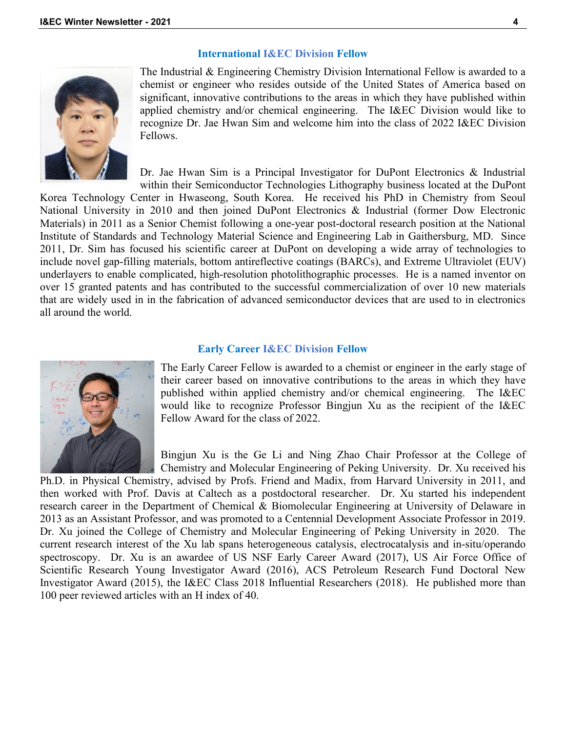## International I&EC Division Fellow

The Industrial & Engineering Chemistry Division International Fellow is awarded to a chemist or engineer who resides outside of the United States of America based on significant, innovative contributions to the areas in which they have published within applied chemistry and/or chemical engineering. The I&EC Division would like to recognize Dr. Jae Hwan Sim and welcome him into the class of 2022 I&EC Division Fellows.

Dr. Jae Hwan Sim is a Principal Investigator for DuPont Electronics & Industrial within their Semiconductor Technologies Lithography business located at the DuPont Korea Technology Center in Hwaseong, South Korea. He received his PhD in Chemistry from Seoul National University in 2010 and then joined DuPont Electronics & Industrial (former Dow Electronic Materials) in 2011 as a Senior Chemist following a one-year post-doctoral research position at the National Institute of Standards and Technology Material Science and Engineering Lab in Gaithersburg, MD. Since 2011, Dr. Sim has focused his scientific career at DuPont on developing a wide array of technologies to include novel gap-filling materials, bottom antireflective coatings (BARCs), and Extreme Ultraviolet (EUV) underlayers to enable complicated, high-resolution photolithographic processes. He is a named inventor on over 15 granted patents and has contributed to the successful commercialization of over 10 new materials that are widely used in in the fabrication of advanced semiconductor devices that are used to in electronics all around the world.

## Early Career I&EC Division Fellow

The Early Career Fellow is awarded to a chemist or engineer in the early stage of their career based on innovative contributions to the areas in which they have published within applied chemistry and/or chemical engineering. The I&EC would like to recognize Professor Bingjun Xu as the recipient of the I&EC Fellow Award for the class of 2022.

Bingjun Xu is the Ge Li and Ning Zhao Chair Professor at the College of Chemistry and Molecular Engineering of Peking University. Dr. Xu received his Ph.D. in Physical Chemistry, advised by Profs. Friend and Madix, from Harvard University in 2011, and then worked with Prof. Davis at Caltech as a postdoctoral researcher. Dr. Xu started his independent research career in the Department of Chemical & Biomolecular Engineering at University of Delaware in 2013 as an Assistant Professor, and was promoted to a Centennial Development Associate Professor in 2019. Dr. Xu joined the College of Chemistry and Molecular Engineering of Peking University in 2020. The current research interest of the Xu lab spans heterogeneous catalysis, electrocatalysis and in-situ/operando spectroscopy. Dr. Xu is an awardee of US NSF Early Career Award (2017), US Air Force Office of Scientific Research Young Investigator Award (2016), ACS Petroleum Research Fund Doctoral New Investigator Award (2015), the I&EC Class 2018 Influential Researchers (2018). He published more than 100 peer reviewed articles with an H index of 40.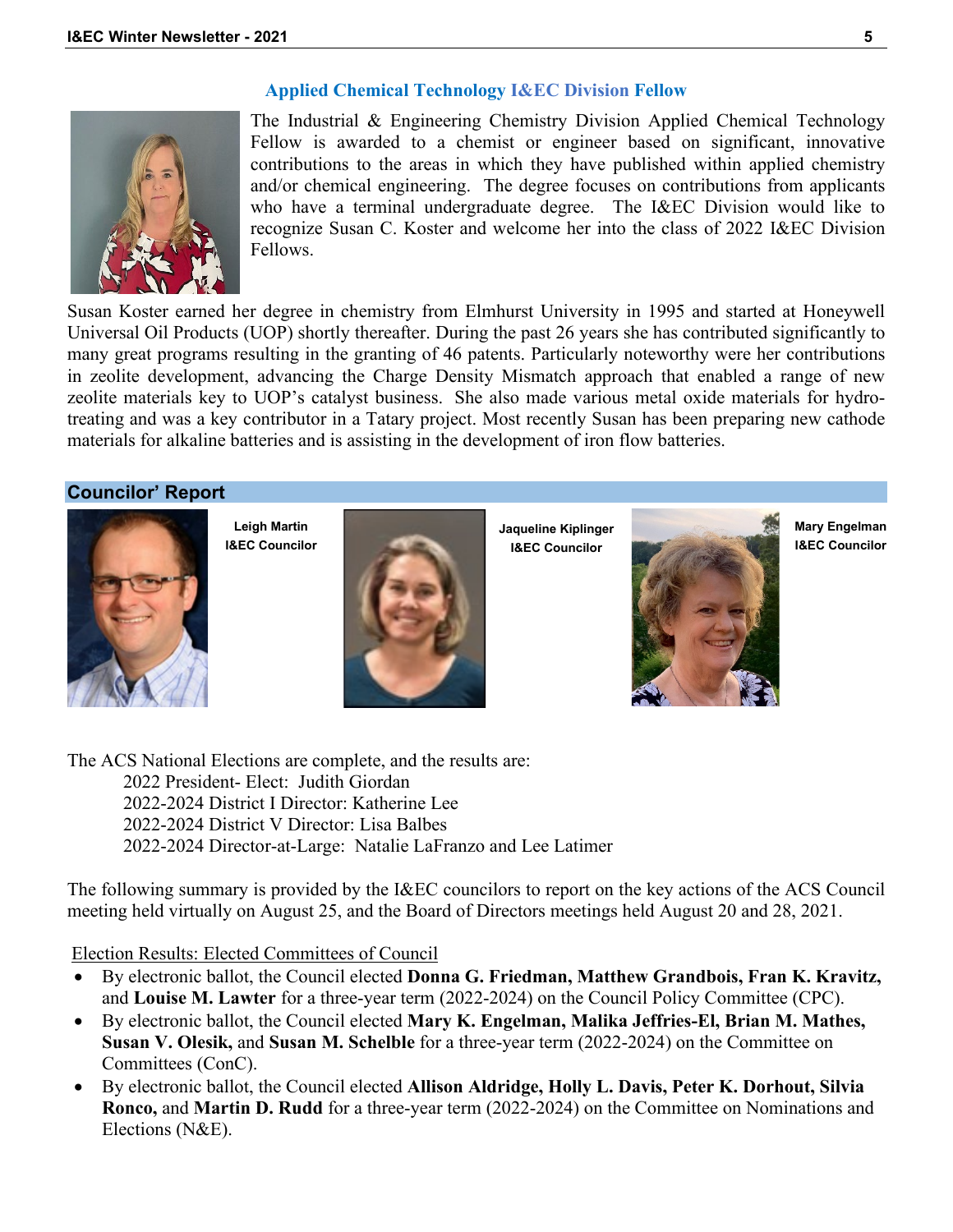## Applied Chemical Technology I&EC Division Fellow

The Industrial & Engineering Chemistry Division Applied Chemical Technology Fellow is awarded to a chemist or engineer based on significant, innovative contributions to the areas in which they have published within applied chemistry and/or chemical engineering. The degree focuses on contributions from applicants who have a terminal undergraduate degree. The I&EC Division would like to recognize Susan C. Koster and welcome her into the class of 2022 I&EC Division Fellows.

Susan Koster earned her degree in chemistry from Elmhurst University in 1995 and started at Honeywell Universal Oil Products (UOP) shortly thereafter. During the past 26 years she has contributed significantly to many great programs resulting in the granting of 46 patents. Particularly noteworthy were her contributions in zeolite development, advancing the Charge Density Mismatch approach that enabled a range of new zeolite materials key to UOP's catalyst business. She also made various metal oxide materials for hydro-treating and was a key contributor in a Tatary project. Most recently Susan has been preparing new cathode materials for alkaline batteries and is assisting in the development of iron flow batteries.

## Councilor' Report

**Leigh Martin**
**I&EC Councilor**

**Jaqueline Kiplinger**
**I&EC Councilor**

**Mary Engelman**
**I&EC Councilor**

The ACS National Elections are complete, and the results are:

2022 President- Elect: Judith Giordan
2022-2024 District I Director: Katherine Lee
2022-2024 District V Director: Lisa Balbes
2022-2024 Director-at-Large: Natalie LaFranzo and Lee Latimer

The following summary is provided by the I&EC councilors to report on the key actions of the ACS Council meeting held virtually on August 25, and the Board of Directors meetings held August 20 and 28, 2021.

Election Results: Elected Committees of Council

- By electronic ballot, the Council elected **Donna G. Friedman, Matthew Grandbois, Fran K. Kravitz,** and **Louise M. Lawter** for a three-year term (2022-2024) on the Council Policy Committee (CPC).
- By electronic ballot, the Council elected **Mary K. Engelman, Malika Jeffries-El, Brian M. Mathes, Susan V. Olesik,** and **Susan M. Schelble** for a three-year term (2022-2024) on the Committee on Committees (ConC).
- By electronic ballot, the Council elected **Allison Aldridge, Holly L. Davis, Peter K. Dorhout, Silvia Ronco,** and **Martin D. Rudd** for a three-year term (2022-2024) on the Committee on Nominations and Elections (N&E).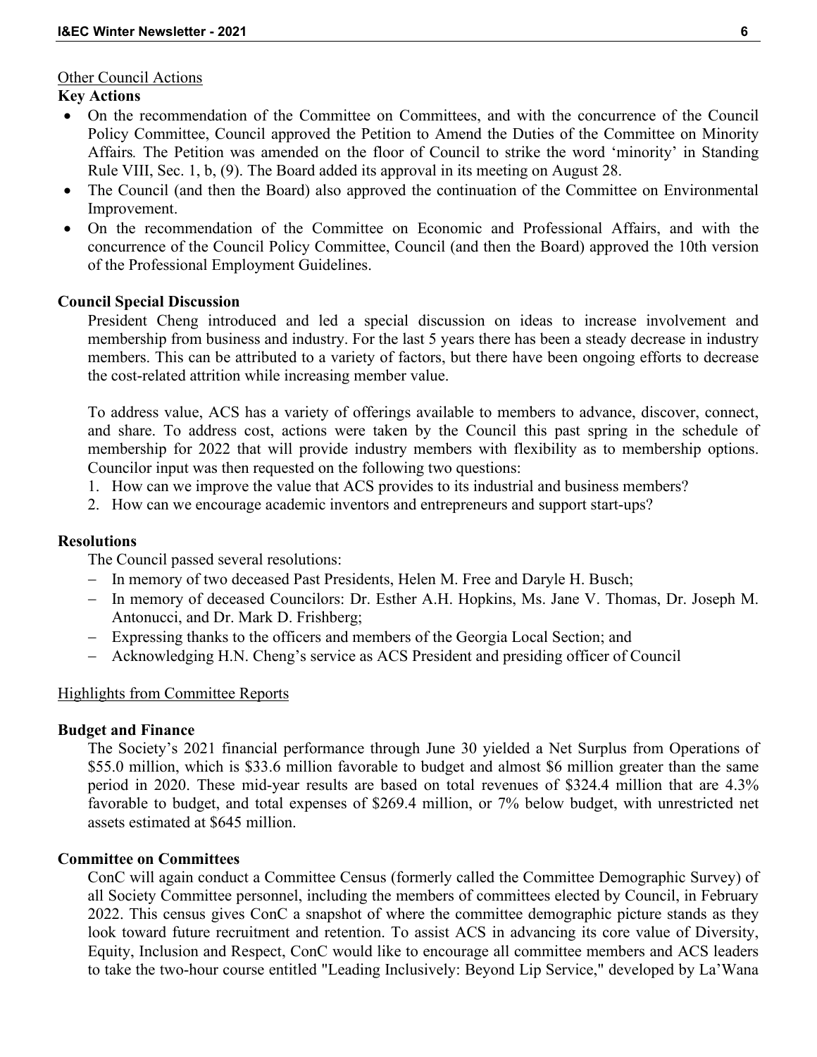Other Council Actions

**Key Actions**

- On the recommendation of the Committee on Committees, and with the concurrence of the Council Policy Committee, Council approved the Petition to Amend the Duties of the Committee on Minority Affairs. The Petition was amended on the floor of Council to strike the word 'minority' in Standing Rule VIII, Sec. 1, b, (9). The Board added its approval in its meeting on August 28.
- The Council (and then the Board) also approved the continuation of the Committee on Environmental Improvement.
- On the recommendation of the Committee on Economic and Professional Affairs, and with the concurrence of the Council Policy Committee, Council (and then the Board) approved the 10th version of the Professional Employment Guidelines.

**Council Special Discussion**

President Cheng introduced and led a special discussion on ideas to increase involvement and membership from business and industry. For the last 5 years there has been a steady decrease in industry members. This can be attributed to a variety of factors, but there have been ongoing efforts to decrease the cost-related attrition while increasing member value.

To address value, ACS has a variety of offerings available to members to advance, discover, connect, and share. To address cost, actions were taken by the Council this past spring in the schedule of membership for 2022 that will provide industry members with flexibility as to membership options. Councilor input was then requested on the following two questions:

1. How can we improve the value that ACS provides to its industrial and business members?
2. How can we encourage academic inventors and entrepreneurs and support start-ups?

**Resolutions**

The Council passed several resolutions:

- In memory of two deceased Past Presidents, Helen M. Free and Daryle H. Busch;
- In memory of deceased Councilors: Dr. Esther A.H. Hopkins, Ms. Jane V. Thomas, Dr. Joseph M. Antonucci, and Dr. Mark D. Frishberg;
- Expressing thanks to the officers and members of the Georgia Local Section; and
- Acknowledging H.N. Cheng's service as ACS President and presiding officer of Council

Highlights from Committee Reports

**Budget and Finance**

The Society's 2021 financial performance through June 30 yielded a Net Surplus from Operations of \$55.0 million, which is \$33.6 million favorable to budget and almost \$6 million greater than the same period in 2020. These mid-year results are based on total revenues of \$324.4 million that are 4.3% favorable to budget, and total expenses of \$269.4 million, or 7% below budget, with unrestricted net assets estimated at \$645 million.

**Committee on Committees**

ConC will again conduct a Committee Census (formerly called the Committee Demographic Survey) of all Society Committee personnel, including the members of committees elected by Council, in February 2022. This census gives ConC a snapshot of where the committee demographic picture stands as they look toward future recruitment and retention. To assist ACS in advancing its core value of Diversity, Equity, Inclusion and Respect, ConC would like to encourage all committee members and ACS leaders to take the two-hour course entitled "Leading Inclusively: Beyond Lip Service," developed by La'Wana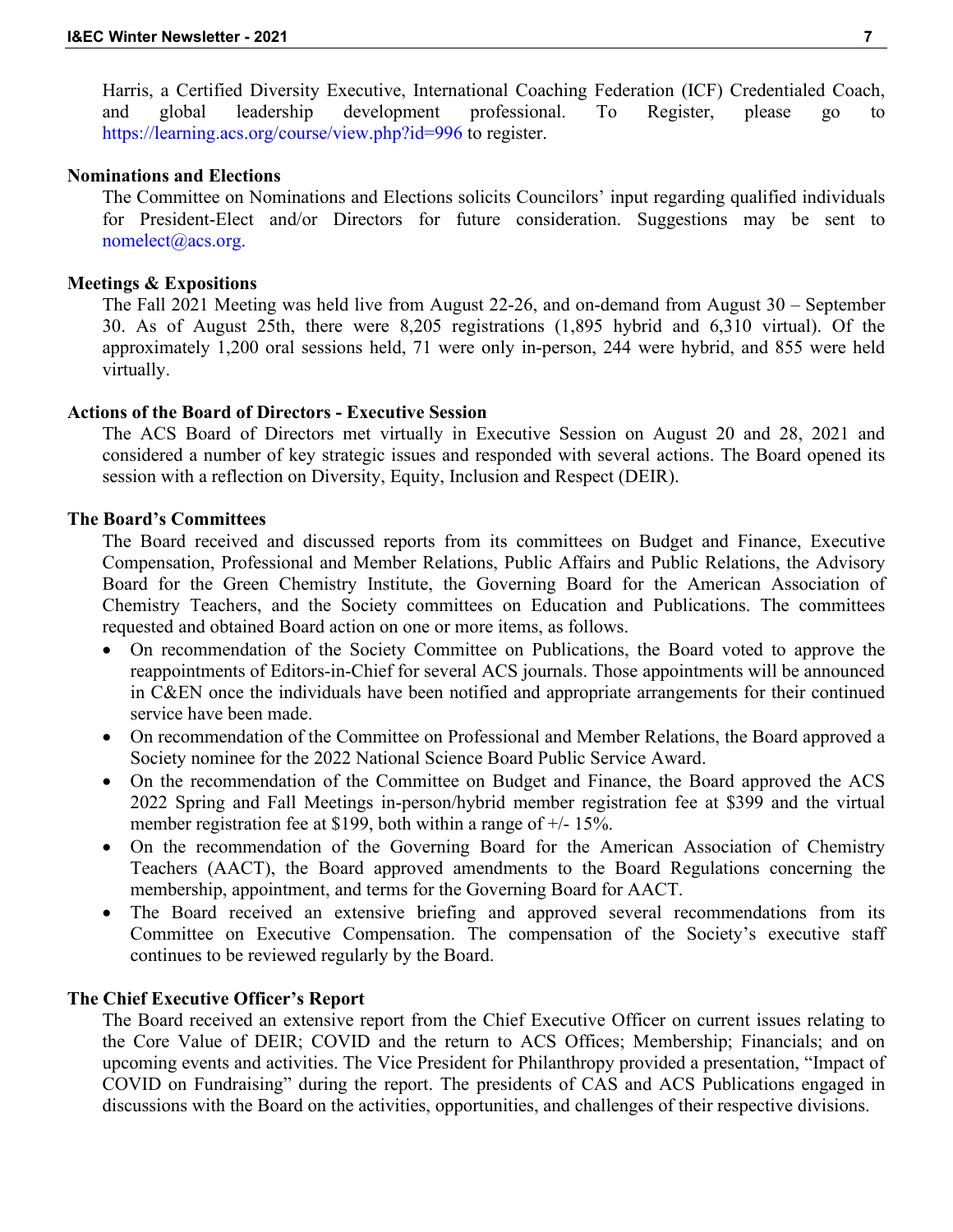Harris, a Certified Diversity Executive, International Coaching Federation (ICF) Credentialed Coach, and global leadership development professional. To Register, please go to https://learning.acs.org/course/view.php?id=996 to register.

**Nominations and Elections**

The Committee on Nominations and Elections solicits Councilors' input regarding qualified individuals for President-Elect and/or Directors for future consideration. Suggestions may be sent to nomelect@acs.org.

**Meetings & Expositions**

The Fall 2021 Meeting was held live from August 22-26, and on-demand from August 30 – September 30. As of August 25th, there were 8,205 registrations (1,895 hybrid and 6,310 virtual). Of the approximately 1,200 oral sessions held, 71 were only in-person, 244 were hybrid, and 855 were held virtually.

**Actions of the Board of Directors - Executive Session**

The ACS Board of Directors met virtually in Executive Session on August 20 and 28, 2021 and considered a number of key strategic issues and responded with several actions. The Board opened its session with a reflection on Diversity, Equity, Inclusion and Respect (DEIR).

**The Board's Committees**

The Board received and discussed reports from its committees on Budget and Finance, Executive Compensation, Professional and Member Relations, Public Affairs and Public Relations, the Advisory Board for the Green Chemistry Institute, the Governing Board for the American Association of Chemistry Teachers, and the Society committees on Education and Publications. The committees requested and obtained Board action on one or more items, as follows.

- On recommendation of the Society Committee on Publications, the Board voted to approve the reappointments of Editors-in-Chief for several ACS journals. Those appointments will be announced in C&EN once the individuals have been notified and appropriate arrangements for their continued service have been made.
- On recommendation of the Committee on Professional and Member Relations, the Board approved a Society nominee for the 2022 National Science Board Public Service Award.
- On the recommendation of the Committee on Budget and Finance, the Board approved the ACS 2022 Spring and Fall Meetings in-person/hybrid member registration fee at $399 and the virtual member registration fee at $199, both within a range of +/- 15%.
- On the recommendation of the Governing Board for the American Association of Chemistry Teachers (AACT), the Board approved amendments to the Board Regulations concerning the membership, appointment, and terms for the Governing Board for AACT.
- The Board received an extensive briefing and approved several recommendations from its Committee on Executive Compensation. The compensation of the Society's executive staff continues to be reviewed regularly by the Board.

**The Chief Executive Officer's Report**

The Board received an extensive report from the Chief Executive Officer on current issues relating to the Core Value of DEIR; COVID and the return to ACS Offices; Membership; Financials; and on upcoming events and activities. The Vice President for Philanthropy provided a presentation, "Impact of COVID on Fundraising" during the report. The presidents of CAS and ACS Publications engaged in discussions with the Board on the activities, opportunities, and challenges of their respective divisions.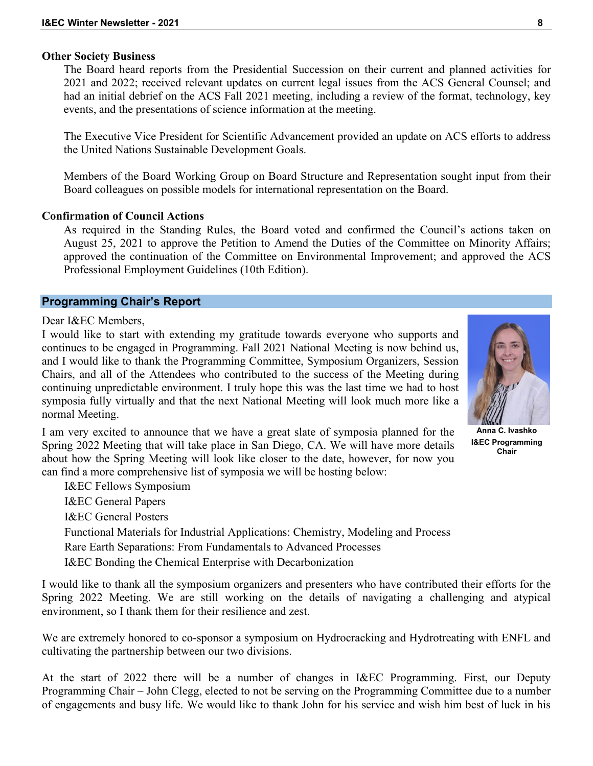### Other Society Business

The Board heard reports from the Presidential Succession on their current and planned activities for 2021 and 2022; received relevant updates on current legal issues from the ACS General Counsel; and had an initial debrief on the ACS Fall 2021 meeting, including a review of the format, technology, key events, and the presentations of science information at the meeting.

The Executive Vice President for Scientific Advancement provided an update on ACS efforts to address the United Nations Sustainable Development Goals.

Members of the Board Working Group on Board Structure and Representation sought input from their Board colleagues on possible models for international representation on the Board.

### Confirmation of Council Actions

As required in the Standing Rules, the Board voted and confirmed the Council's actions taken on August 25, 2021 to approve the Petition to Amend the Duties of the Committee on Minority Affairs; approved the continuation of the Committee on Environmental Improvement; and approved the ACS Professional Employment Guidelines (10th Edition).

## Programming Chair's Report

Dear I&EC Members,

I would like to start with extending my gratitude towards everyone who supports and continues to be engaged in Programming. Fall 2021 National Meeting is now behind us, and I would like to thank the Programming Committee, Symposium Organizers, Session Chairs, and all of the Attendees who contributed to the success of the Meeting during continuing unpredictable environment. I truly hope this was the last time we had to host symposia fully virtually and that the next National Meeting will look much more like a normal Meeting.

**Anna C. Ivashko**
**I&EC Programming Chair**

I am very excited to announce that we have a great slate of symposia planned for the Spring 2022 Meeting that will take place in San Diego, CA. We will have more details about how the Spring Meeting will look like closer to the date, however, for now you can find a more comprehensive list of symposia we will be hosting below:

- I&EC Fellows Symposium
- I&EC General Papers
- I&EC General Posters
- Functional Materials for Industrial Applications: Chemistry, Modeling and Process
- Rare Earth Separations: From Fundamentals to Advanced Processes
- I&EC Bonding the Chemical Enterprise with Decarbonization

I would like to thank all the symposium organizers and presenters who have contributed their efforts for the Spring 2022 Meeting. We are still working on the details of navigating a challenging and atypical environment, so I thank them for their resilience and zest.

We are extremely honored to co-sponsor a symposium on Hydrocracking and Hydrotreating with ENFL and cultivating the partnership between our two divisions.

At the start of 2022 there will be a number of changes in I&EC Programming. First, our Deputy Programming Chair – John Clegg, elected to not be serving on the Programming Committee due to a number of engagements and busy life. We would like to thank John for his service and wish him best of luck in his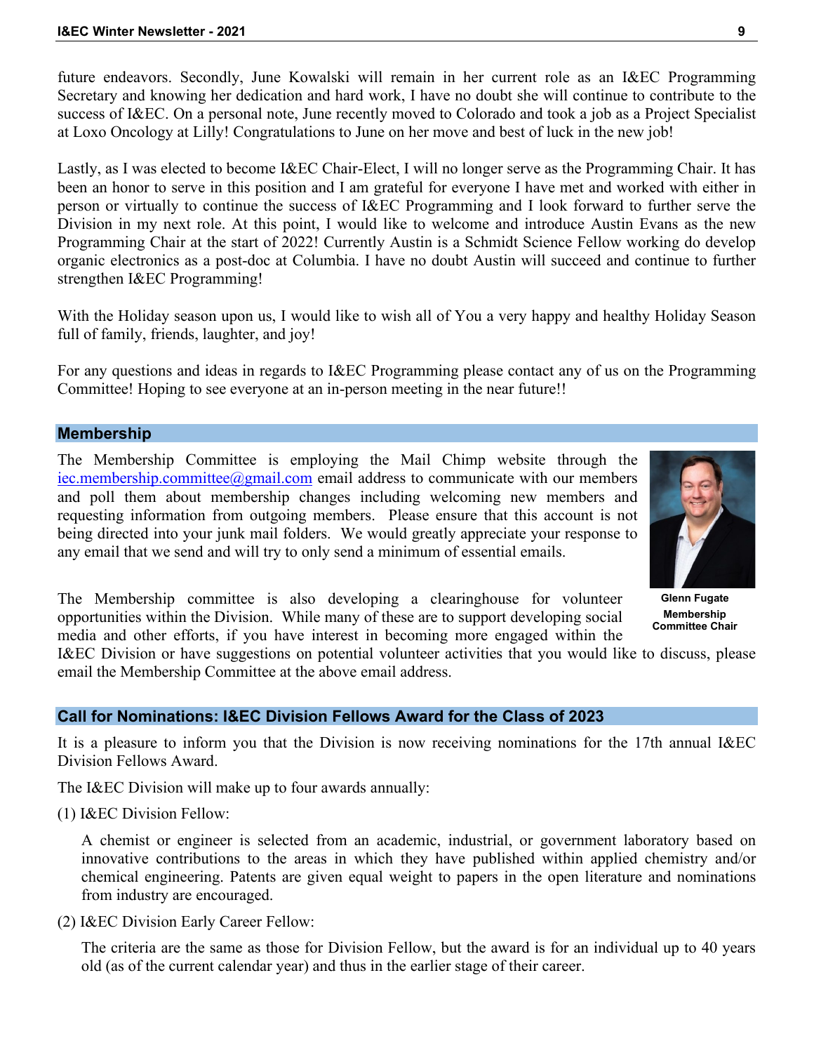future endeavors. Secondly, June Kowalski will remain in her current role as an I&EC Programming Secretary and knowing her dedication and hard work, I have no doubt she will continue to contribute to the success of I&EC. On a personal note, June recently moved to Colorado and took a job as a Project Specialist at Loxo Oncology at Lilly! Congratulations to June on her move and best of luck in the new job!

Lastly, as I was elected to become I&EC Chair-Elect, I will no longer serve as the Programming Chair. It has been an honor to serve in this position and I am grateful for everyone I have met and worked with either in person or virtually to continue the success of I&EC Programming and I look forward to further serve the Division in my next role. At this point, I would like to welcome and introduce Austin Evans as the new Programming Chair at the start of 2022! Currently Austin is a Schmidt Science Fellow working do develop organic electronics as a post-doc at Columbia. I have no doubt Austin will succeed and continue to further strengthen I&EC Programming!

With the Holiday season upon us, I would like to wish all of You a very happy and healthy Holiday Season full of family, friends, laughter, and joy!

For any questions and ideas in regards to I&EC Programming please contact any of us on the Programming Committee! Hoping to see everyone at an in-person meeting in the near future!!

## Membership

The Membership Committee is employing the Mail Chimp website through the iec.membership.committee@gmail.com email address to communicate with our members and poll them about membership changes including welcoming new members and requesting information from outgoing members. Please ensure that this account is not being directed into your junk mail folders. We would greatly appreciate your response to any email that we send and will try to only send a minimum of essential emails.

**Glenn Fugate**
**Membership Committee Chair**

The Membership committee is also developing a clearinghouse for volunteer opportunities within the Division. While many of these are to support developing social media and other efforts, if you have interest in becoming more engaged within the I&EC Division or have suggestions on potential volunteer activities that you would like to discuss, please email the Membership Committee at the above email address.

## Call for Nominations: I&EC Division Fellows Award for the Class of 2023

It is a pleasure to inform you that the Division is now receiving nominations for the 17th annual I&EC Division Fellows Award.

The I&EC Division will make up to four awards annually:

(1) I&EC Division Fellow:

A chemist or engineer is selected from an academic, industrial, or government laboratory based on innovative contributions to the areas in which they have published within applied chemistry and/or chemical engineering. Patents are given equal weight to papers in the open literature and nominations from industry are encouraged.

(2) I&EC Division Early Career Fellow:

The criteria are the same as those for Division Fellow, but the award is for an individual up to 40 years old (as of the current calendar year) and thus in the earlier stage of their career.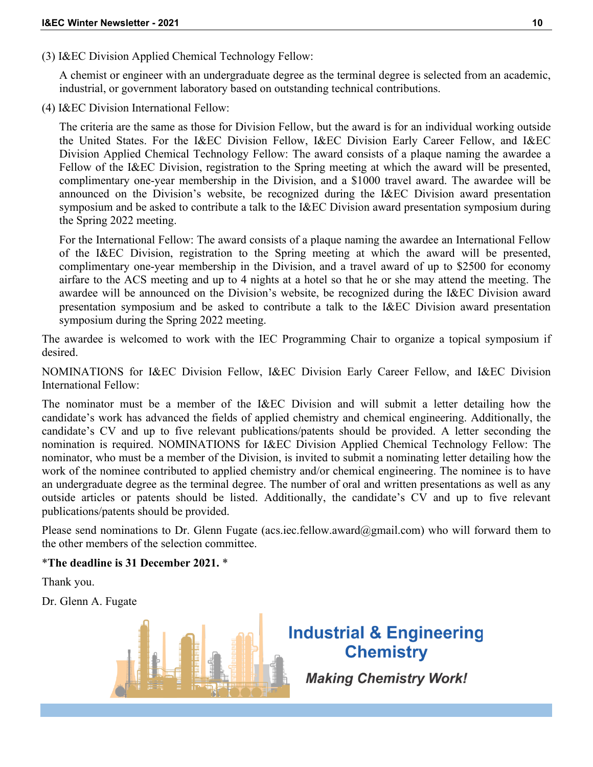(3) I&EC Division Applied Chemical Technology Fellow:

A chemist or engineer with an undergraduate degree as the terminal degree is selected from an academic, industrial, or government laboratory based on outstanding technical contributions.

(4) I&EC Division International Fellow:

The criteria are the same as those for Division Fellow, but the award is for an individual working outside the United States. For the I&EC Division Fellow, I&EC Division Early Career Fellow, and I&EC Division Applied Chemical Technology Fellow: The award consists of a plaque naming the awardee a Fellow of the I&EC Division, registration to the Spring meeting at which the award will be presented, complimentary one-year membership in the Division, and a $1000 travel award. The awardee will be announced on the Division's website, be recognized during the I&EC Division award presentation symposium and be asked to contribute a talk to the I&EC Division award presentation symposium during the Spring 2022 meeting.

For the International Fellow: The award consists of a plaque naming the awardee an International Fellow of the I&EC Division, registration to the Spring meeting at which the award will be presented, complimentary one-year membership in the Division, and a travel award of up to $2500 for economy airfare to the ACS meeting and up to 4 nights at a hotel so that he or she may attend the meeting. The awardee will be announced on the Division's website, be recognized during the I&EC Division award presentation symposium and be asked to contribute a talk to the I&EC Division award presentation symposium during the Spring 2022 meeting.

The awardee is welcomed to work with the IEC Programming Chair to organize a topical symposium if desired.

NOMINATIONS for I&EC Division Fellow, I&EC Division Early Career Fellow, and I&EC Division International Fellow:

The nominator must be a member of the I&EC Division and will submit a letter detailing how the candidate's work has advanced the fields of applied chemistry and chemical engineering. Additionally, the candidate's CV and up to five relevant publications/patents should be provided. A letter seconding the nomination is required. NOMINATIONS for I&EC Division Applied Chemical Technology Fellow: The nominator, who must be a member of the Division, is invited to submit a nominating letter detailing how the work of the nominee contributed to applied chemistry and/or chemical engineering. The nominee is to have an undergraduate degree as the terminal degree. The number of oral and written presentations as well as any outside articles or patents should be listed. Additionally, the candidate's CV and up to five relevant publications/patents should be provided.

Please send nominations to Dr. Glenn Fugate (acs.iec.fellow.award@gmail.com) who will forward them to the other members of the selection committee.

***The deadline is 31 December 2021.** *

Thank you.

Dr. Glenn A. Fugate

Industrial & Engineering Chemistry

*Making Chemistry Work!*